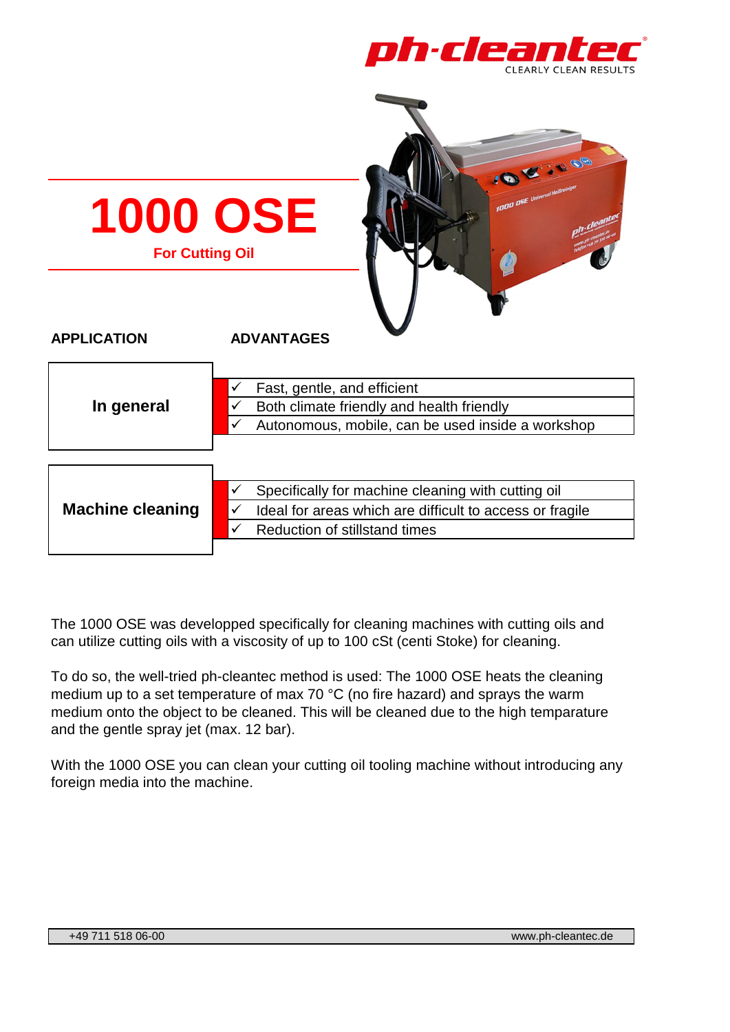ph-cleantec
CLEARLY CLEAN RESULTS

# 1000 OSE

**For Cutting Oil**

| APPLICATION | ADVANTAGES |
|---|---|
| **In general** | ✓ Fast, gentle, and efficient<br>✓ Both climate friendly and health friendly<br>✓ Autonomous, mobile, can be used inside a workshop |
| **Machine cleaning** | ✓ Specifically for machine cleaning with cutting oil<br>✓ Ideal for areas which are difficult to access or fragile<br>✓ Reduction of stillstand times |

The 1000 OSE was developped specifically for cleaning machines with cutting oils and can utilize cutting oils with a viscosity of up to 100 cSt (centi Stoke) for cleaning.

To do so, the well-tried ph-cleantec method is used: The 1000 OSE heats the cleaning medium up to a set temperature of max 70 °C (no fire hazard) and sprays the warm medium onto the object to be cleaned. This will be cleaned due to the high temparature and the gentle spray jet (max. 12 bar).

With the 1000 OSE you can clean your cutting oil tooling machine without introducing any foreign media into the machine.

+49 711 518 06-00 www.ph-cleantec.de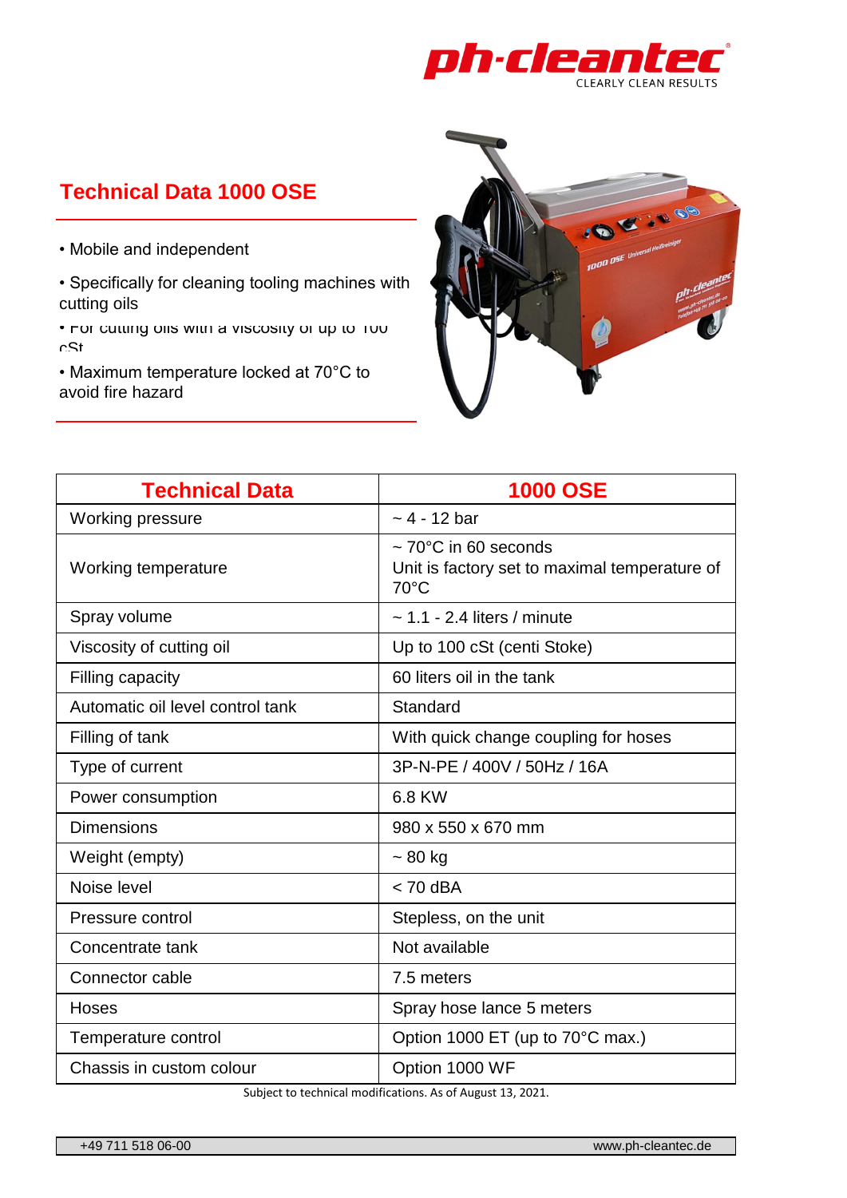# Technical Data 1000 OSE

- Mobile and independent
- Specifically for cleaning tooling machines with cutting oils
- For cutting oils with a viscosity of up to 100 cSt
- Maximum temperature locked at 70°C to avoid fire hazard

| Technical Data | 1000 OSE |
|---|---|
| Working pressure | ~ 4 - 12 bar |
| Working temperature | ~ 70°C in 60 seconds<br>Unit is factory set to maximal temperature of 70°C |
| Spray volume | ~ 1.1 - 2.4 liters / minute |
| Viscosity of cutting oil | Up to 100 cSt (centi Stoke) |
| Filling capacity | 60 liters oil in the tank |
| Automatic oil level control tank | Standard |
| Filling of tank | With quick change coupling for hoses |
| Type of current | 3P-N-PE / 400V / 50Hz / 16A |
| Power consumption | 6.8 KW |
| Dimensions | 980 x 550 x 670 mm |
| Weight (empty) | ~ 80 kg |
| Noise level | < 70 dBA |
| Pressure control | Stepless, on the unit |
| Concentrate tank | Not available |
| Connector cable | 7.5 meters |
| Hoses | Spray hose lance 5 meters |
| Temperature control | Option 1000 ET (up to 70°C max.) |
| Chassis in custom colour | Option 1000 WF |

Subject to technical modifications. As of August 13, 2021.

+49 711 518 06-00 www.ph-cleantec.de